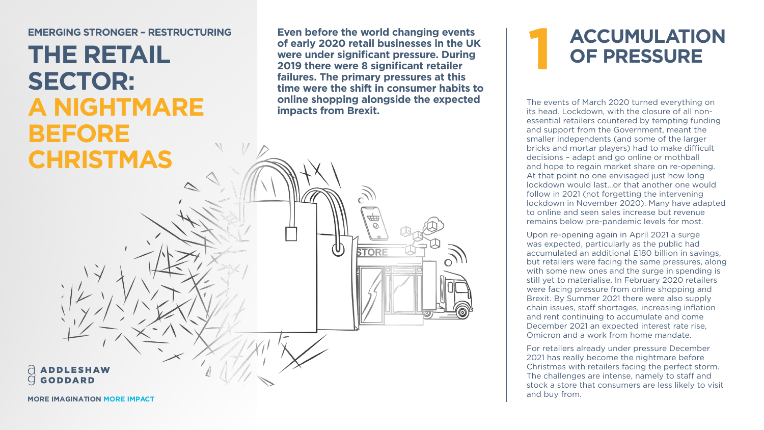EMERGING STRONGER – RESTRUCTURING

# THE RETAIL SECTOR: A NIGHTMARE BEFORE CHRISTMAS

**Even before the world changing events of early 2020 retail businesses in the UK were under significant pressure. During 2019 there were 8 significant retailer failures. The primary pressures at this time were the shift in consumer habits to online shopping alongside the expected impacts from Brexit.**

## 1 ACCUMULATION OF PRESSURE

The events of March 2020 turned everything on its head. Lockdown, with the closure of all non-essential retailers countered by tempting funding and support from the Government, meant the smaller independents (and some of the larger bricks and mortar players) had to make difficult decisions – adapt and go online or mothball and hope to regain market share on re-opening. At that point no one envisaged just how long lockdown would last…or that another one would follow in 2021 (not forgetting the intervening lockdown in November 2020). Many have adapted to online and seen sales increase but revenue remains below pre-pandemic levels for most.

Upon re-opening again in April 2021 a surge was expected, particularly as the public had accumulated an additional £180 billion in savings, but retailers were facing the same pressures, along with some new ones and the surge in spending is still yet to materialise. In February 2020 retailers were facing pressure from online shopping and Brexit. By Summer 2021 there were also supply chain issues, staff shortages, increasing inflation and rent continuing to accumulate and come December 2021 an expected interest rate rise, Omicron and a work from home mandate.

For retailers already under pressure December 2021 has really become the nightmare before Christmas with retailers facing the perfect storm. The challenges are intense, namely to staff and stock a store that consumers are less likely to visit and buy from.

ADDLESHAW GODDARD

MORE IMAGINATION MORE IMPACT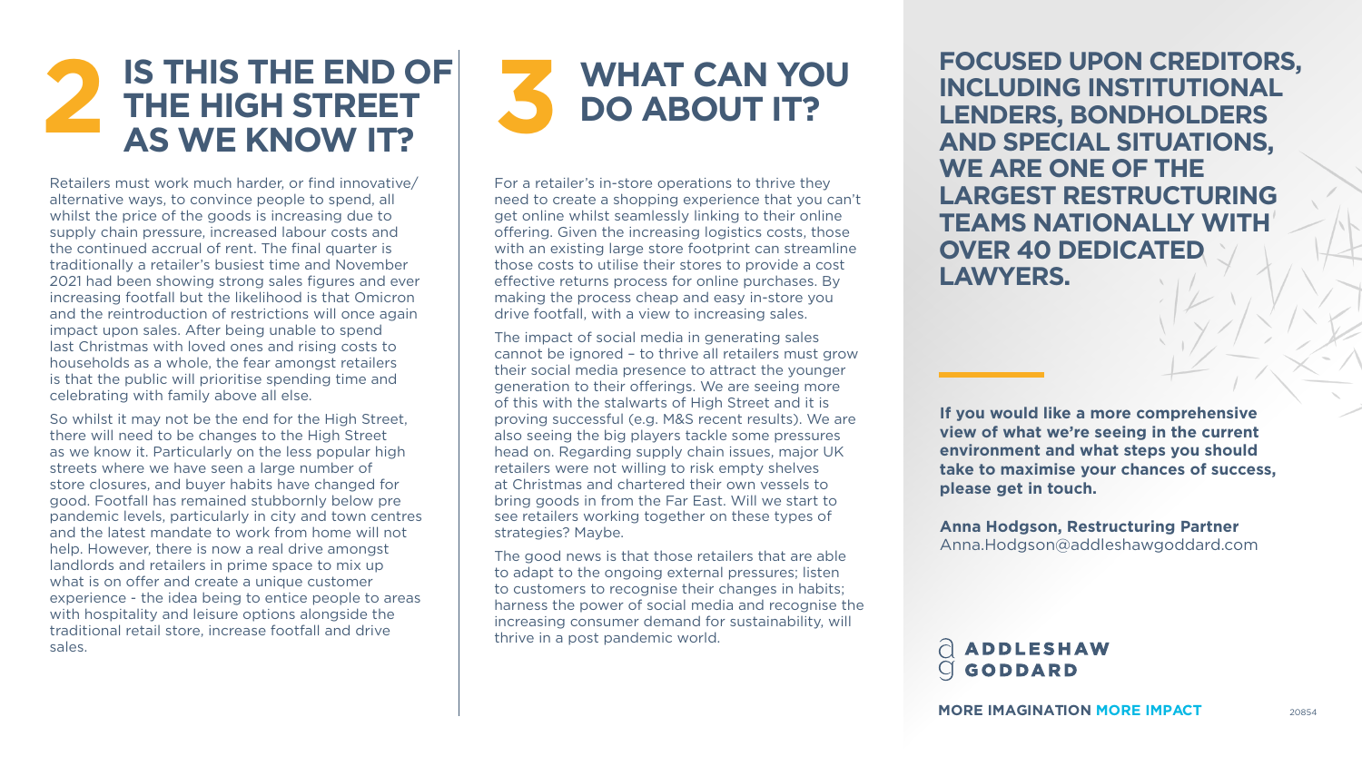## 2 IS THIS THE END OF THE HIGH STREET AS WE KNOW IT?

Retailers must work much harder, or find innovative/ alternative ways, to convince people to spend, all whilst the price of the goods is increasing due to supply chain pressure, increased labour costs and the continued accrual of rent. The final quarter is traditionally a retailer's busiest time and November 2021 had been showing strong sales figures and ever increasing footfall but the likelihood is that Omicron and the reintroduction of restrictions will once again impact upon sales. After being unable to spend last Christmas with loved ones and rising costs to households as a whole, the fear amongst retailers is that the public will prioritise spending time and celebrating with family above all else.

So whilst it may not be the end for the High Street, there will need to be changes to the High Street as we know it. Particularly on the less popular high streets where we have seen a large number of store closures, and buyer habits have changed for good. Footfall has remained stubbornly below pre pandemic levels, particularly in city and town centres and the latest mandate to work from home will not help. However, there is now a real drive amongst landlords and retailers in prime space to mix up what is on offer and create a unique customer experience - the idea being to entice people to areas with hospitality and leisure options alongside the traditional retail store, increase footfall and drive sales.

## 3 WHAT CAN YOU DO ABOUT IT?

For a retailer's in-store operations to thrive they need to create a shopping experience that you can't get online whilst seamlessly linking to their online offering. Given the increasing logistics costs, those with an existing large store footprint can streamline those costs to utilise their stores to provide a cost effective returns process for online purchases. By making the process cheap and easy in-store you drive footfall, with a view to increasing sales.

The impact of social media in generating sales cannot be ignored – to thrive all retailers must grow their social media presence to attract the younger generation to their offerings. We are seeing more of this with the stalwarts of High Street and it is proving successful (e.g. M&S recent results). We are also seeing the big players tackle some pressures head on. Regarding supply chain issues, major UK retailers were not willing to risk empty shelves at Christmas and chartered their own vessels to bring goods in from the Far East. Will we start to see retailers working together on these types of strategies? Maybe.

The good news is that those retailers that are able to adapt to the ongoing external pressures; listen to customers to recognise their changes in habits; harness the power of social media and recognise the increasing consumer demand for sustainability, will thrive in a post pandemic world.

**FOCUSED UPON CREDITORS, INCLUDING INSTITUTIONAL LENDERS, BONDHOLDERS AND SPECIAL SITUATIONS, WE ARE ONE OF THE LARGEST RESTRUCTURING TEAMS NATIONALLY WITH OVER 40 DEDICATED LAWYERS.**

**If you would like a more comprehensive view of what we're seeing in the current environment and what steps you should take to maximise your chances of success, please get in touch.**

**Anna Hodgson, Restructuring Partner**
Anna.Hodgson@addleshawgoddard.com

ADDLESHAW GODDARD

MORE IMAGINATION MORE IMPACT

20854